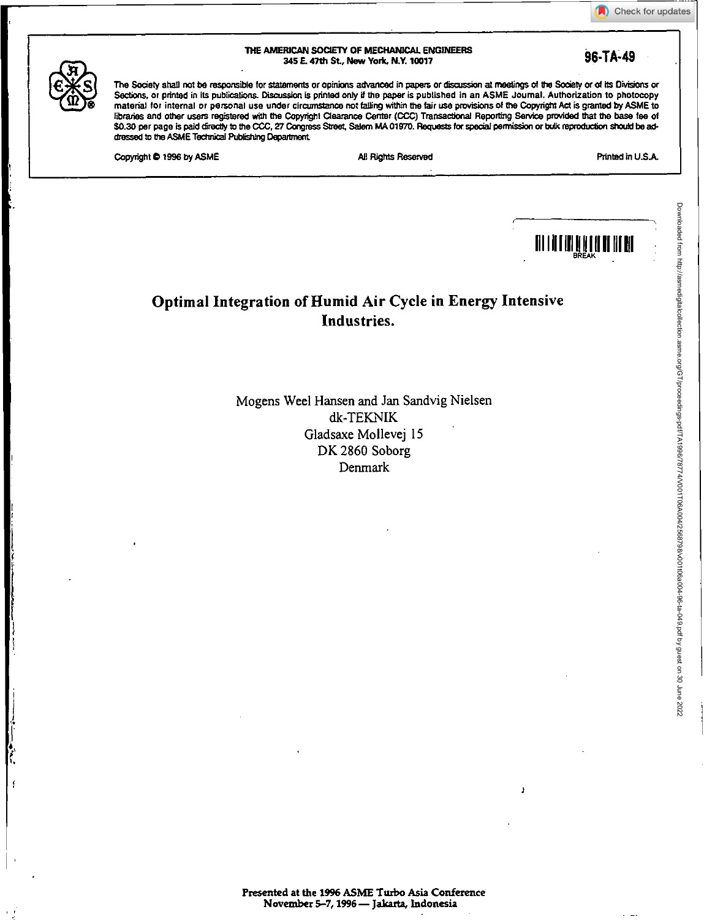THE AMERICAN SOCIETY OF MECHANICAL ENGINEERS
345 E. 47th St., New York, N.Y. 10017

96-TA-49

The Society shall not be responsible for statements or opinions advanced in papers or discussion at meetings of the Society or of its Divisions or Sections, or printed in its publications. Discussion is printed only if the paper is published in an ASME Journal. Authorization to photocopy material for internal or personal use under circumstance not falling within the fair use provisions of the Copyright Act is granted by ASME to libraries and other users registered with the Copyright Clearance Center (CCC) Transactional Reporting Service provided that the base fee of $0.30 per page is paid directly to the CCC, 27 Congress Street, Salem MA 01970. Requests for special permission or bulk reproduction should be addressed to the ASME Technical Publishing Department.

Copyright © 1996 by ASME — All Rights Reserved — Printed in U.S.A.

# Optimal Integration of Humid Air Cycle in Energy Intensive Industries.

Mogens Weel Hansen and Jan Sandvig Nielsen
dk-TEKNIK
Gladsaxe Mollevej 15
DK 2860 Soborg
Denmark

Presented at the 1996 ASME Turbo Asia Conference
November 5–7, 1996 — Jakarta, Indonesia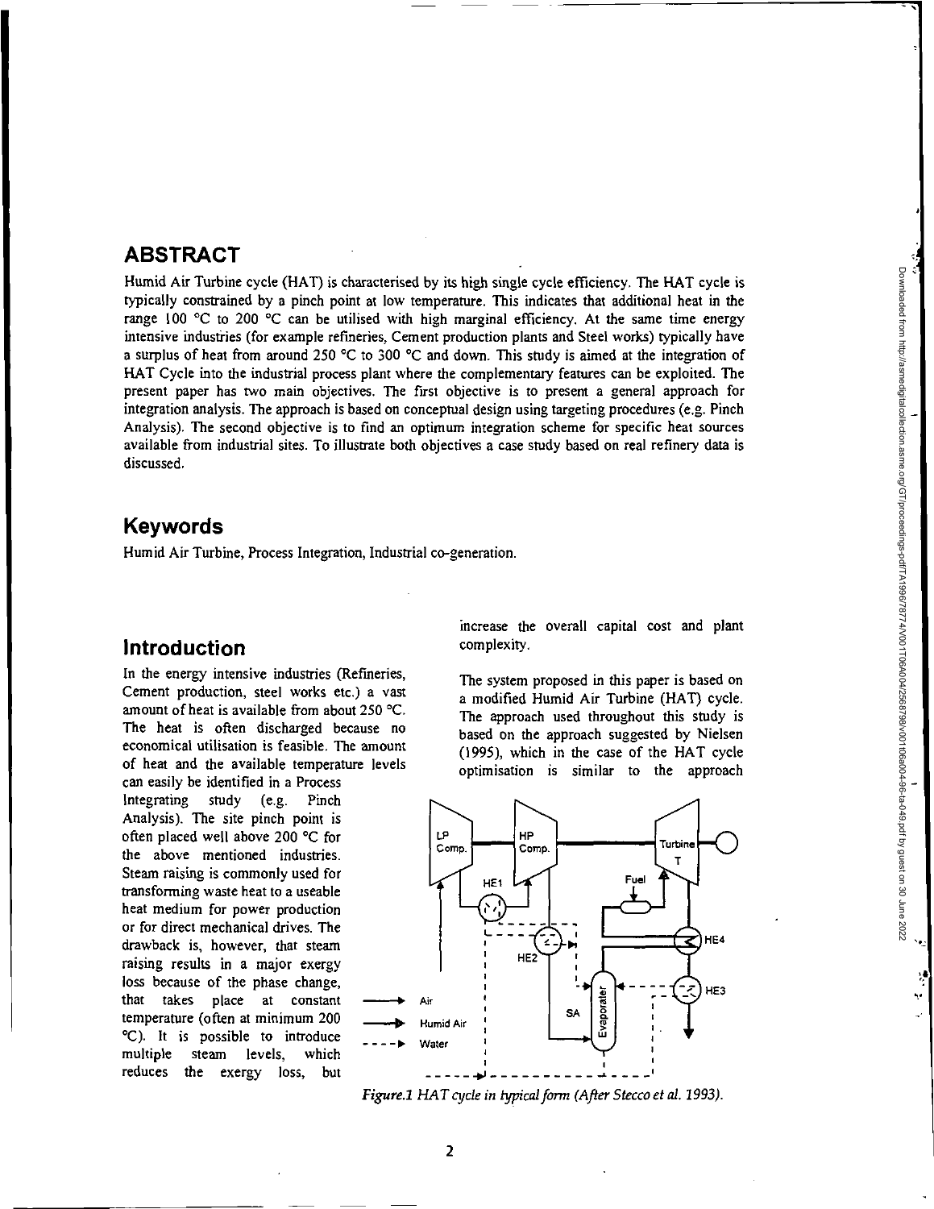## ABSTRACT

Humid Air Turbine cycle (HAT) is characterised by its high single cycle efficiency. The HAT cycle is typically constrained by a pinch point at low temperature. This indicates that additional heat in the range 100 °C to 200 °C can be utilised with high marginal efficiency. At the same time energy intensive industries (for example refineries, Cement production plants and Steel works) typically have a surplus of heat from around 250 °C to 300 °C and down. This study is aimed at the integration of HAT Cycle into the industrial process plant where the complementary features can be exploited. The present paper has two main objectives. The first objective is to present a general approach for integration analysis. The approach is based on conceptual design using targeting procedures (e.g. Pinch Analysis). The second objective is to find an optimum integration scheme for specific heat sources available from industrial sites. To illustrate both objectives a case study based on real refinery data is discussed.

## Keywords

Humid Air Turbine, Process Integration, Industrial co-generation.

## Introduction

In the energy intensive industries (Refineries, Cement production, steel works etc.) a vast amount of heat is available from about 250 °C. The heat is often discharged because no economical utilisation is feasible. The amount of heat and the available temperature levels can easily be identified in a Process Integrating study (e.g. Pinch Analysis). The site pinch point is often placed well above 200 °C for the above mentioned industries. Steam raising is commonly used for transforming waste heat to a useable heat medium for power production or for direct mechanical drives. The drawback is, however, that steam raising results in a major exergy loss because of the phase change, that takes place at constant temperature (often at minimum 200 °C). It is possible to introduce multiple steam levels, which reduces the exergy loss, but increase the overall capital cost and plant complexity.

The system proposed in this paper is based on a modified Humid Air Turbine (HAT) cycle. The approach used throughout this study is based on the approach suggested by Nielsen (1995), which in the case of the HAT cycle optimisation is similar to the approach

*Figure.1 HAT cycle in typical form (After Stecco et al. 1993).*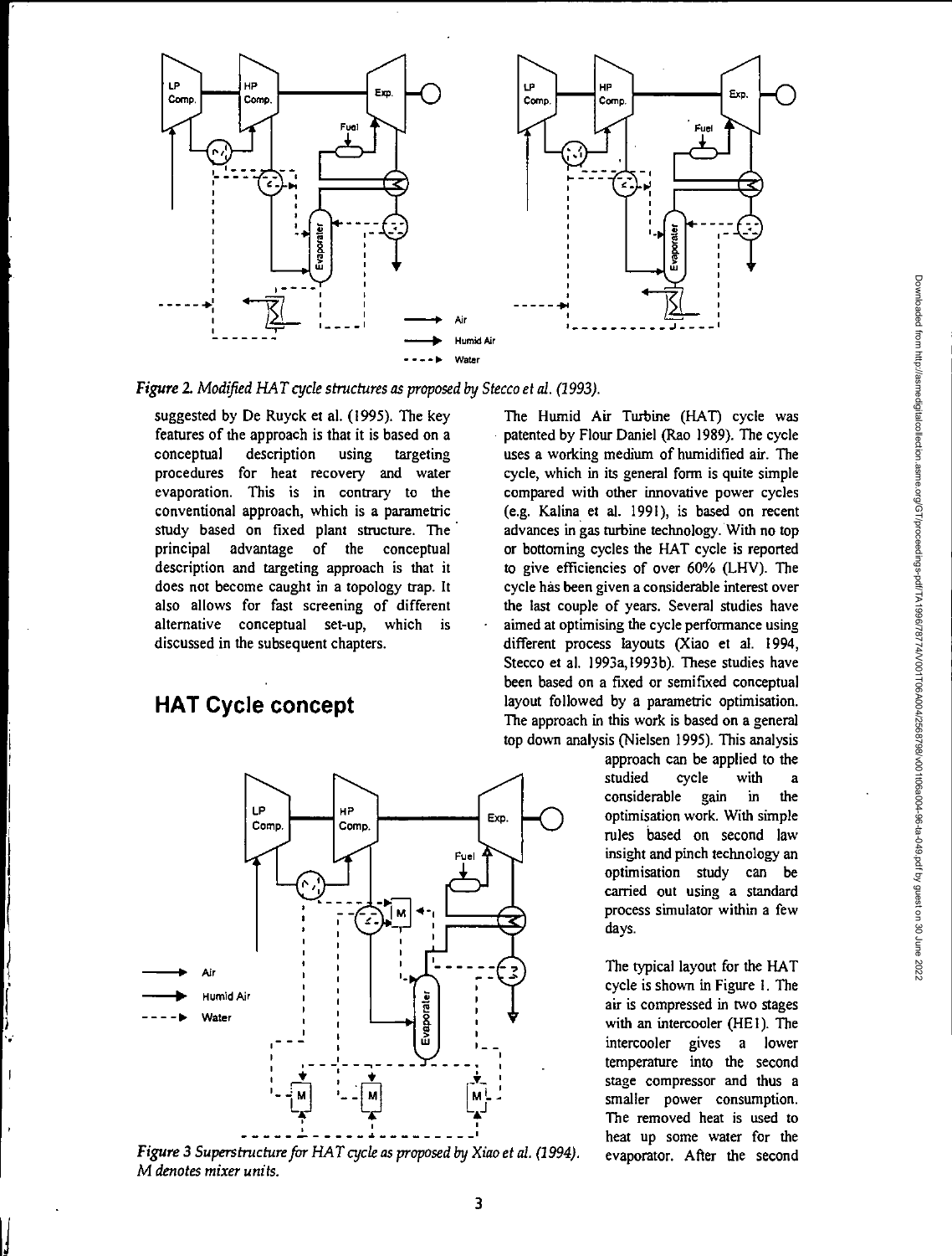*Figure 2. Modified HAT cycle structures as proposed by Stecco et al. (1993).*

suggested by De Ruyck et al. (1995). The key features of the approach is that it is based on a conceptual description using targeting procedures for heat recovery and water evaporation. This is in contrary to the conventional approach, which is a parametric study based on fixed plant structure. The principal advantage of the conceptual description and targeting approach is that it does not become caught in a topology trap. It also allows for fast screening of different alternative conceptual set-up, which is discussed in the subsequent chapters.

## HAT Cycle concept

*Figure 3 Superstructure for HAT cycle as proposed by Xiao et al. (1994). M denotes mixer units.*

The Humid Air Turbine (HAT) cycle was patented by Flour Daniel (Rao 1989). The cycle uses a working medium of humidified air. The cycle, which in its general form is quite simple compared with other innovative power cycles (e.g. Kalina et al. 1991), is based on recent advances in gas turbine technology. With no top or bottoming cycles the HAT cycle is reported to give efficiencies of over 60% (LHV). The cycle has been given a considerable interest over the last couple of years. Several studies have aimed at optimising the cycle performance using different process layouts (Xiao et al. 1994, Stecco et al. 1993a,1993b). These studies have been based on a fixed or semifixed conceptual layout followed by a parametric optimisation. The approach in this work is based on a general top down analysis (Nielsen 1995). This analysis approach can be applied to the studied cycle with a considerable gain in the optimisation work. With simple rules based on second law insight and pinch technology an optimisation study can be carried out using a standard process simulator within a few days.

The typical layout for the HAT cycle is shown in Figure 1. The air is compressed in two stages with an intercooler (HE1). The intercooler gives a lower temperature into the second stage compressor and thus a smaller power consumption. The removed heat is used to heat up some water for the evaporator. After the second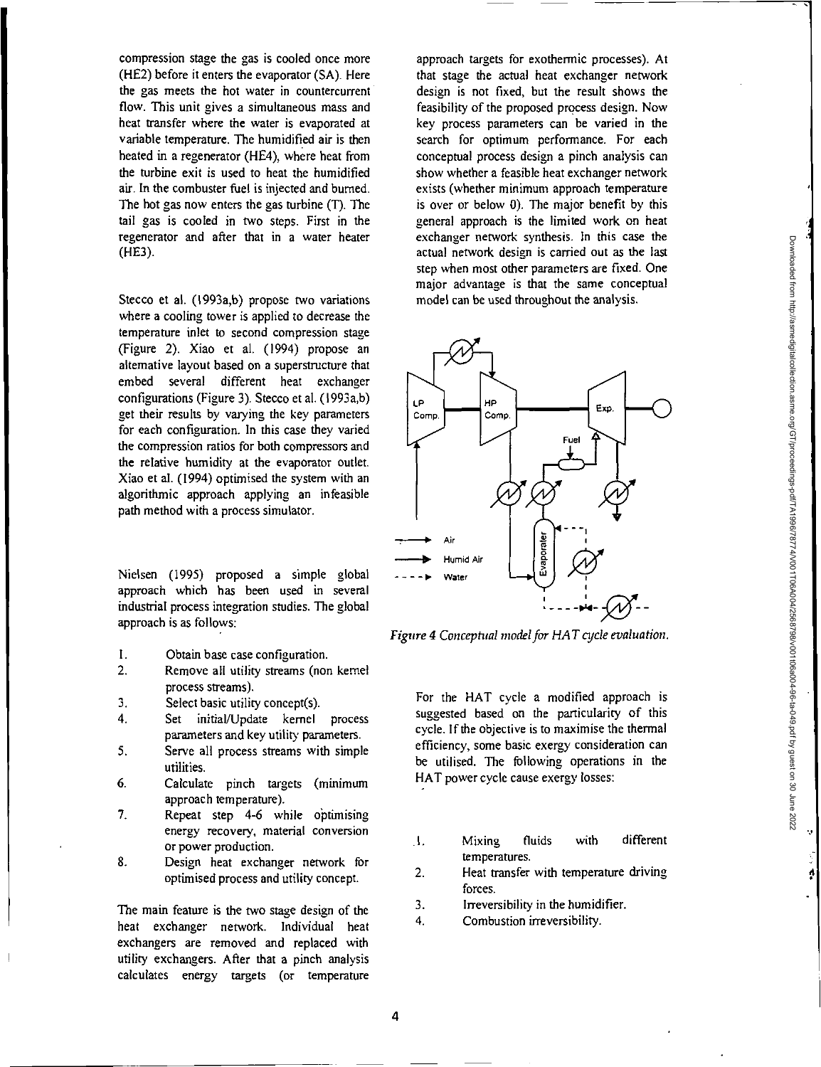compression stage the gas is cooled once more (HE2) before it enters the evaporator (SA). Here the gas meets the hot water in countercurrent flow. This unit gives a simultaneous mass and heat transfer where the water is evaporated at variable temperature. The humidified air is then heated in a regenerator (HE4), where heat from the turbine exit is used to heat the humidified air. In the combuster fuel is injected and burned. The hot gas now enters the gas turbine (T). The tail gas is cooled in two steps. First in the regenerator and after that in a water heater (HE3).

Stecco et al. (1993a,b) propose two variations where a cooling tower is applied to decrease the temperature inlet to second compression stage (Figure 2). Xiao et al. (1994) propose an alternative layout based on a superstructure that embed several different heat exchanger configurations (Figure 3). Stecco et al. (1993a,b) get their results by varying the key parameters for each configuration. In this case they varied the compression ratios for both compressors and the relative humidity at the evaporator outlet. Xiao et al. (1994) optimised the system with an algorithmic approach applying an infeasible path method with a process simulator.

Nielsen (1995) proposed a simple global approach which has been used in several industrial process integration studies. The global approach is as follows:

1. Obtain base case configuration.
2. Remove all utility streams (non kernel process streams).
3. Select basic utility concept(s).
4. Set initial/Update kernel process parameters and key utility parameters.
5. Serve all process streams with simple utilities.
6. Calculate pinch targets (minimum approach temperature).
7. Repeat step 4-6 while optimising energy recovery, material conversion or power production.
8. Design heat exchanger network for optimised process and utility concept.

The main feature is the two stage design of the heat exchanger network. Individual heat exchangers are removed and replaced with utility exchangers. After that a pinch analysis calculates energy targets (or temperature approach targets for exothermic processes). At that stage the actual heat exchanger network design is not fixed, but the result shows the feasibility of the proposed process design. Now key process parameters can be varied in the search for optimum performance. For each conceptual process design a pinch analysis can show whether a feasible heat exchanger network exists (whether minimum approach temperature is over or below 0). The major benefit by this general approach is the limited work on heat exchanger network synthesis. In this case the actual network design is carried out as the last step when most other parameters are fixed. One major advantage is that the same conceptual model can be used throughout the analysis.

*Figure 4 Conceptual model for HAT cycle evaluation.*

For the HAT cycle a modified approach is suggested based on the particularity of this cycle. If the objective is to maximise the thermal efficiency, some basic exergy consideration can be utilised. The following operations in the HAT power cycle cause exergy losses:

1. Mixing fluids with different temperatures.
2. Heat transfer with temperature driving forces.
3. Irreversibility in the humidifier.
4. Combustion irreversibility.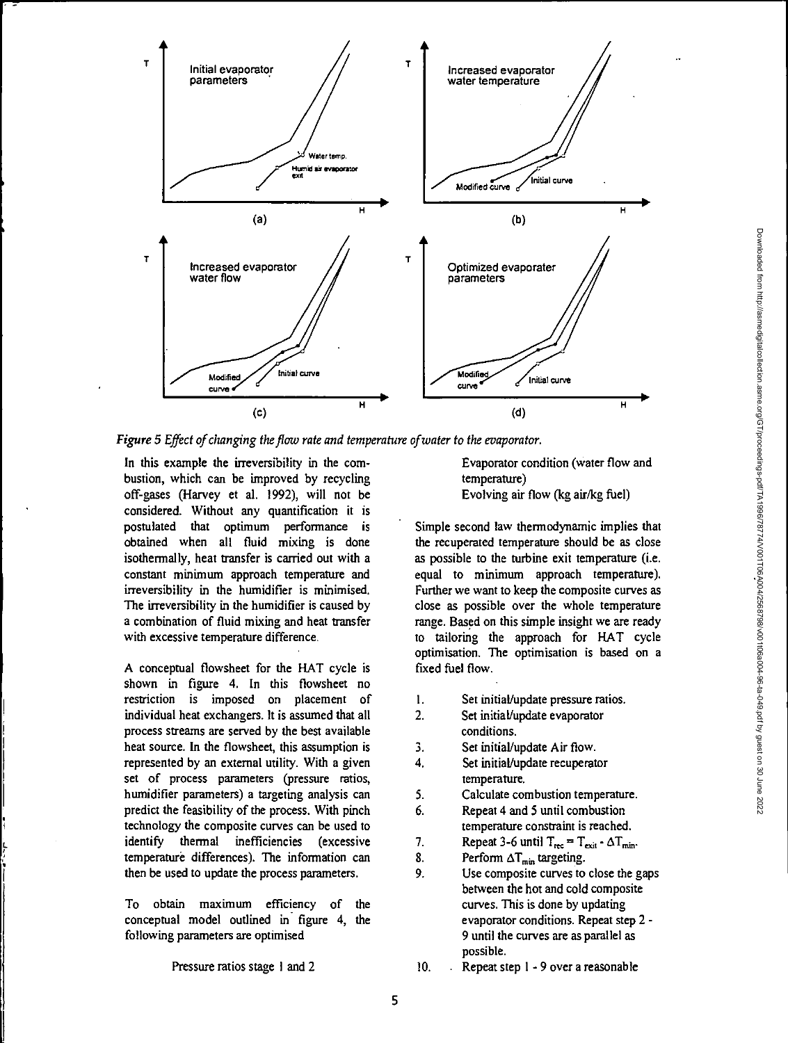*Figure 5 Effect of changing the flow rate and temperature of water to the evaporator.*

In this example the irreversibility in the combustion, which can be improved by recycling off-gases (Harvey et al. 1992), will not be considered. Without any quantification it is postulated that optimum performance is obtained when all fluid mixing is done isothermally, heat transfer is carried out with a constant minimum approach temperature and irreversibility in the humidifier is minimised. The irreversibility in the humidifier is caused by a combination of fluid mixing and heat transfer with excessive temperature difference.

A conceptual flowsheet for the HAT cycle is shown in figure 4. In this flowsheet no restriction is imposed on placement of individual heat exchangers. It is assumed that all process streams are served by the best available heat source. In the flowsheet, this assumption is represented by an external utility. With a given set of process parameters (pressure ratios, humidifier parameters) a targeting analysis can predict the feasibility of the process. With pinch technology the composite curves can be used to identify thermal inefficiencies (excessive temperature differences). The information can then be used to update the process parameters.

To obtain maximum efficiency of the conceptual model outlined in figure 4, the following parameters are optimised

Pressure ratios stage 1 and 2

Evaporator condition (water flow and temperature)

Evolving air flow (kg air/kg fuel)

Simple second law thermodynamic implies that the recuperated temperature should be as close as possible to the turbine exit temperature (i.e. equal to minimum approach temperature). Further we want to keep the composite curves as close as possible over the whole temperature range. Based on this simple insight we are ready to tailoring the approach for HAT cycle optimisation. The optimisation is based on a fixed fuel flow.

1. Set initial/update pressure ratios.
2. Set initial/update evaporator conditions.
3. Set initial/update Air flow.
4. Set initial/update recuperator temperature.
5. Calculate combustion temperature.
6. Repeat 4 and 5 until combustion temperature constraint is reached.
7. Repeat 3-6 until $T_{rec} = T_{exit} - \Delta T_{min}$.
8. Perform $\Delta T_{min}$ targeting.
9. Use composite curves to close the gaps between the hot and cold composite curves. This is done by updating evaporator conditions. Repeat step 2 - 9 until the curves are as parallel as possible.
10. Repeat step 1 - 9 over a reasonable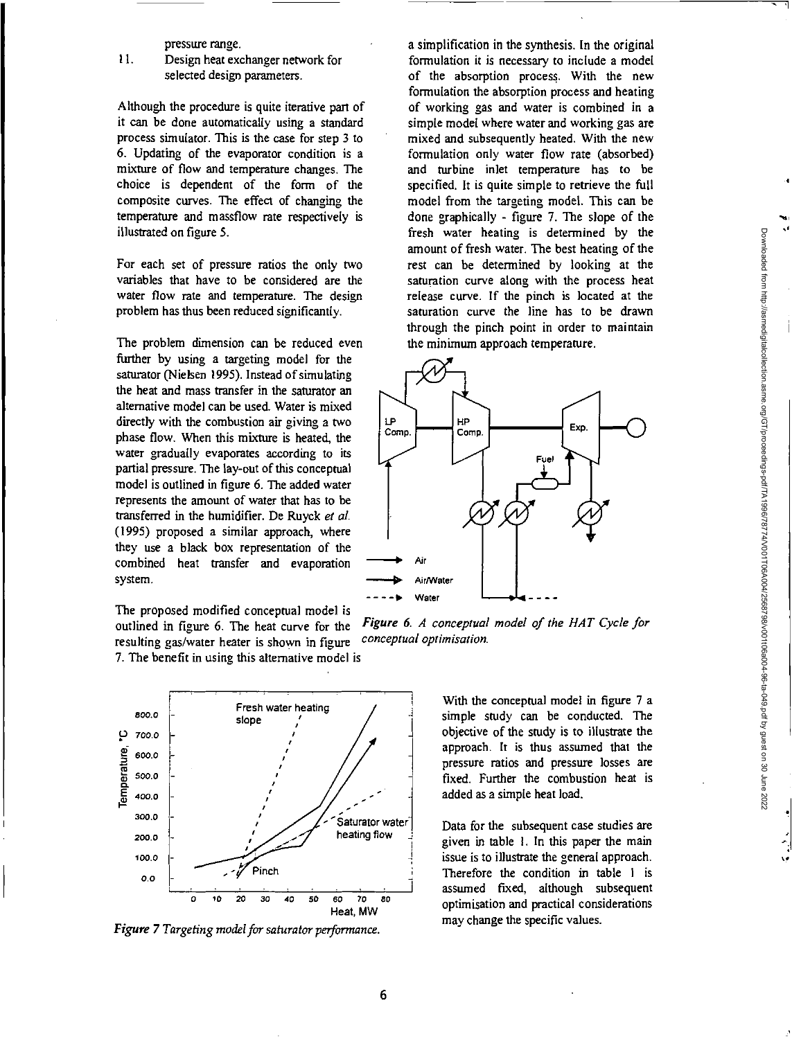pressure range.

11. Design heat exchanger network for selected design parameters.

Although the procedure is quite iterative part of it can be done automatically using a standard process simulator. This is the case for step 3 to 6. Updating of the evaporator condition is a mixture of flow and temperature changes. The choice is dependent of the form of the composite curves. The effect of changing the temperature and massflow rate respectively is illustrated on figure 5.

For each set of pressure ratios the only two variables that have to be considered are the water flow rate and temperature. The design problem has thus been reduced significantly.

The problem dimension can be reduced even further by using a targeting model for the saturator (Nielsen 1995). Instead of simulating the heat and mass transfer in the saturator an alternative model can be used. Water is mixed directly with the combustion air giving a two phase flow. When this mixture is heated, the water gradually evaporates according to its partial pressure. The lay-out of this conceptual model is outlined in figure 6. The added water represents the amount of water that has to be transferred in the humidifier. De Ruyck *et al.* (1995) proposed a similar approach, where they use a black box representation of the combined heat transfer and evaporation system.

The proposed modified conceptual model is outlined in figure 6. The heat curve for the resulting gas/water heater is shown in figure 7. The benefit in using this alternative model is a simplification in the synthesis. In the original formulation it is necessary to include a model of the absorption process. With the new formulation the absorption process and heating of working gas and water is combined in a simple model where water and working gas are mixed and subsequently heated. With the new formulation only water flow rate (absorbed) and turbine inlet temperature has to be specified. It is quite simple to retrieve the full model from the targeting model. This can be done graphically - figure 7. The slope of the fresh water heating is determined by the amount of fresh water. The best heating of the rest can be determined by looking at the saturation curve along with the process heat release curve. If the pinch is located at the saturation curve the line has to be drawn through the pinch point in order to maintain the minimum approach temperature.

*Figure 6. A conceptual model of the HAT Cycle for conceptual optimisation.*

*Figure 7 Targeting model for saturator performance.*

With the conceptual model in figure 7 a simple study can be conducted. The objective of the study is to illustrate the approach. It is thus assumed that the pressure ratios and pressure losses are fixed. Further the combustion heat is added as a simple heat load.

Data for the subsequent case studies are given in table 1. In this paper the main issue is to illustrate the general approach. Therefore the condition in table 1 is assumed fixed, although subsequent optimisation and practical considerations may change the specific values.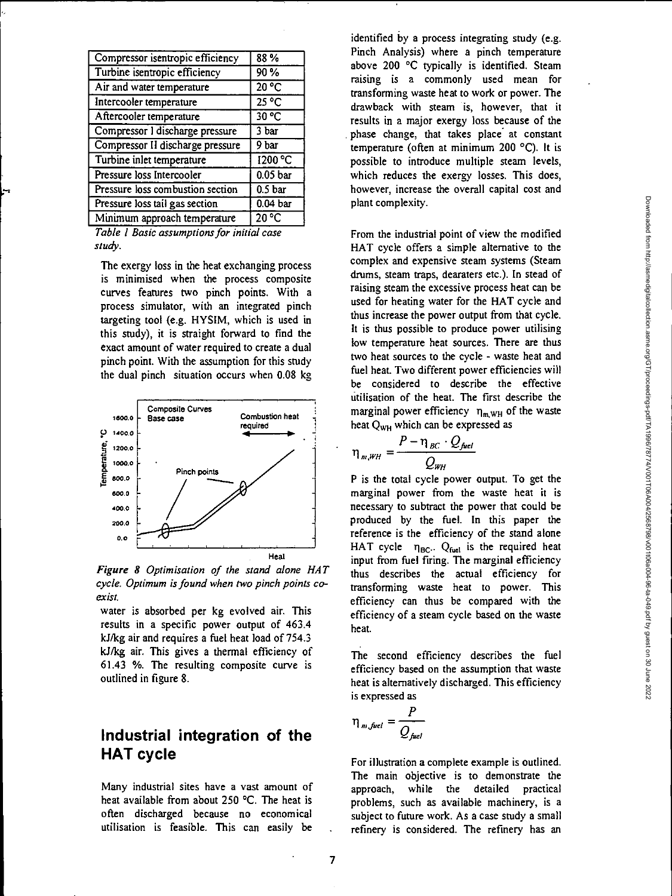| Compressor isentropic efficiency | 88 % |
|---|---|
| Turbine isentropic efficiency | 90 % |
| Air and water temperature | 20 °C |
| Intercooler temperature | 25 °C |
| Aftercooler temperature | 30 °C |
| Compressor I discharge pressure | 3 bar |
| Compressor II discharge pressure | 9 bar |
| Turbine inlet temperature | 1200 °C |
| Pressure loss Intercooler | 0.05 bar |
| Pressure loss combustion section | 0.5 bar |
| Pressure loss tail gas section | 0.04 bar |
| Minimum approach temperature | 20 °C |

*Table 1 Basic assumptions for initial case study.*

The exergy loss in the heat exchanging process is minimised when the process composite curves features two pinch points. With a process simulator, with an integrated pinch targeting tool (e.g. HYSIM, which is used in this study), it is straight forward to find the exact amount of water required to create a dual pinch point. With the assumption for this study the dual pinch situation occurs when 0.08 kg water is absorbed per kg evolved air. This results in a specific power output of 463.4 kJ/kg air and requires a fuel heat load of 754.3 kJ/kg air. This gives a thermal efficiency of 61.43 %. The resulting composite curve is outlined in figure 8.

*Figure 8 Optimisation of the stand alone HAT cycle. Optimum is found when two pinch points co-exist.*

## Industrial integration of the HAT cycle

Many industrial sites have a vast amount of heat available from about 250 °C. The heat is often discharged because no economical utilisation is feasible. This can easily be identified by a process integrating study (e.g. Pinch Analysis) where a pinch temperature above 200 °C typically is identified. Steam raising is a commonly used mean for transforming waste heat to work or power. The drawback with steam is, however, that it results in a major exergy loss because of the phase change, that takes place at constant temperature (often at minimum 200 °C). It is possible to introduce multiple steam levels, which reduces the exergy losses. This does, however, increase the overall capital cost and plant complexity.

From the industrial point of view the modified HAT cycle offers a simple alternative to the complex and expensive steam systems (Steam drums, steam traps, dearaters etc.). In stead of raising steam the excessive process heat can be used for heating water for the HAT cycle and thus increase the power output from that cycle. It is thus possible to produce power utilising low temperature heat sources. There are thus two heat sources to the cycle - waste heat and fuel heat. Two different power efficiencies will be considered to describe the effective utilisation of the heat. The first describe the marginal power efficiency $\eta_{m,WH}$ of the waste heat $Q_{WH}$ which can be expressed as

$$\eta_{m,WH} = \frac{P - \eta_{BC} \cdot Q_{fuel}}{Q_{WH}}$$

P is the total cycle power output. To get the marginal power from the waste heat it is necessary to subtract the power that could be produced by the fuel. In this paper the reference is the efficiency of the stand alone HAT cycle $\eta_{BC}$. $Q_{fuel}$ is the required heat input from fuel firing. The marginal efficiency thus describes the actual efficiency for transforming waste heat to power. This efficiency can thus be compared with the efficiency of a steam cycle based on the waste heat.

The second efficiency describes the fuel efficiency based on the assumption that waste heat is alternatively discharged. This efficiency is expressed as

$$\eta_{m,fuel} = \frac{P}{Q_{fuel}}$$

For illustration a complete example is outlined. The main objective is to demonstrate the approach, while the detailed practical problems, such as available machinery, is a subject to future work. As a case study a small refinery is considered. The refinery has an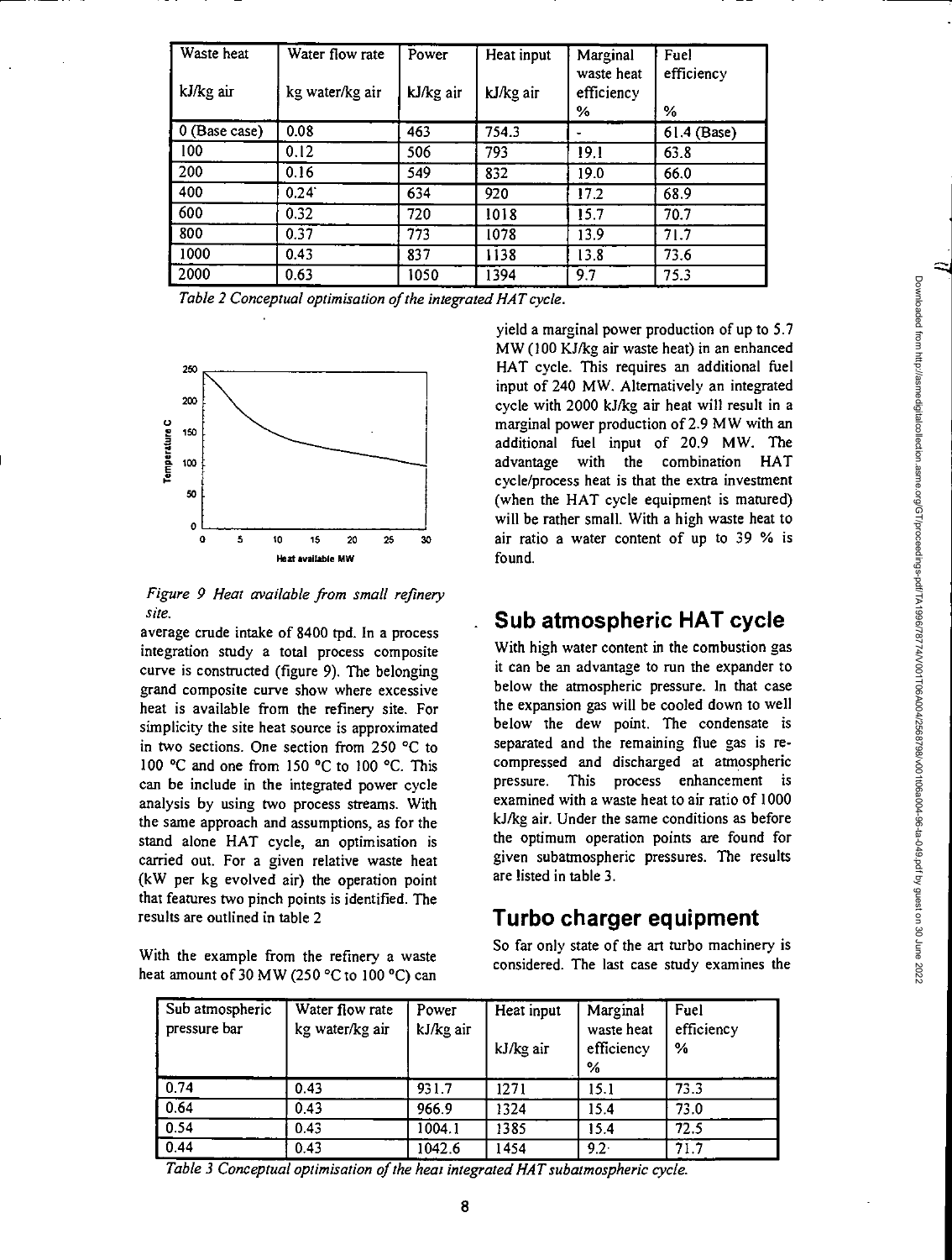| Waste heat<br>kJ/kg air | Water flow rate<br>kg water/kg air | Power<br>kJ/kg air | Heat input<br>kJ/kg air | Marginal waste heat efficiency<br>% | Fuel efficiency<br>% |
|---|---|---|---|---|---|
| 0 (Base case) | 0.08 | 463 | 754.3 | - | 61.4 (Base) |
| 100 | 0.12 | 506 | 793 | 19.1 | 63.8 |
| 200 | 0.16 | 549 | 832 | 19.0 | 66.0 |
| 400 | 0.24 | 634 | 920 | 17.2 | 68.9 |
| 600 | 0.32 | 720 | 1018 | 15.7 | 70.7 |
| 800 | 0.37 | 773 | 1078 | 13.9 | 71.7 |
| 1000 | 0.43 | 837 | 1138 | 13.8 | 73.6 |
| 2000 | 0.63 | 1050 | 1394 | 9.7 | 75.3 |

*Table 2 Conceptual optimisation of the integrated HAT cycle.*

*Figure 9 Heat available from small refinery site.*

average crude intake of 8400 tpd. In a process integration study a total process composite curve is constructed (figure 9). The belonging grand composite curve show where excessive heat is available from the refinery site. For simplicity the site heat source is approximated in two sections. One section from 250 °C to 100 °C and one from 150 °C to 100 °C. This can be include in the integrated power cycle analysis by using two process streams. With the same approach and assumptions, as for the stand alone HAT cycle, an optimisation is carried out. For a given relative waste heat (kW per kg evolved air) the operation point that features two pinch points is identified. The results are outlined in table 2

With the example from the refinery a waste heat amount of 30 MW (250 °C to 100 °C) can yield a marginal power production of up to 5.7 MW (100 KJ/kg air waste heat) in an enhanced HAT cycle. This requires an additional fuel input of 240 MW. Alternatively an integrated cycle with 2000 kJ/kg air heat will result in a marginal power production of 2.9 MW with an additional fuel input of 20.9 MW. The advantage with the combination HAT cycle/process heat is that the extra investment (when the HAT cycle equipment is matured) will be rather small. With a high waste heat to air ratio a water content of up to 39 % is found.

## Sub atmospheric HAT cycle

With high water content in the combustion gas it can be an advantage to run the expander to below the atmospheric pressure. In that case the expansion gas will be cooled down to well below the dew point. The condensate is separated and the remaining flue gas is re-compressed and discharged at atmospheric pressure. This process enhancement is examined with a waste heat to air ratio of 1000 kJ/kg air. Under the same conditions as before the optimum operation points are found for given subatmospheric pressures. The results are listed in table 3.

## Turbo charger equipment

So far only state of the art turbo machinery is considered. The last case study examines the

| Sub atmospheric pressure bar | Water flow rate kg water/kg air | Power kJ/kg air | Heat input<br>kJ/kg air | Marginal waste heat efficiency<br>% | Fuel efficiency<br>% |
|---|---|---|---|---|---|
| 0.74 | 0.43 | 931.7 | 1271 | 15.1 | 73.3 |
| 0.64 | 0.43 | 966.9 | 1324 | 15.4 | 73.0 |
| 0.54 | 0.43 | 1004.1 | 1385 | 15.4 | 72.5 |
| 0.44 | 0.43 | 1042.6 | 1454 | 9.2 | 71.7 |

*Table 3 Conceptual optimisation of the heat integrated HAT subatmospheric cycle.*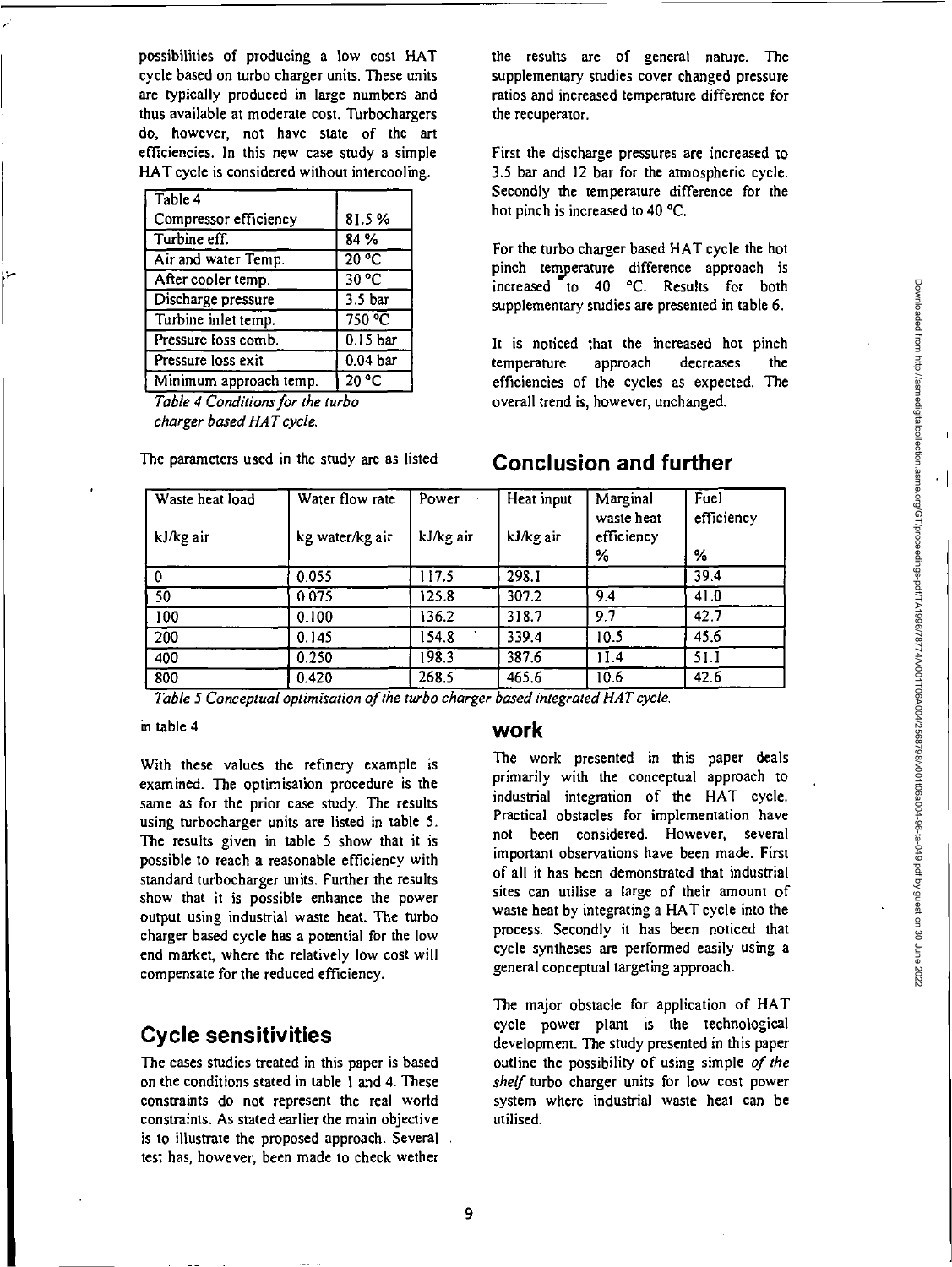possibilities of producing a low cost HAT cycle based on turbo charger units. These units are typically produced in large numbers and thus available at moderate cost. Turbochargers do, however, not have state of the art efficiencies. In this new case study a simple HAT cycle is considered without intercooling.

| Table 4 | |
|---|---|
| Compressor efficiency | 81.5 % |
| Turbine eff. | 84 % |
| Air and water Temp. | 20 °C |
| After cooler temp. | 30 °C |
| Discharge pressure | 3.5 bar |
| Turbine inlet temp. | 750 °C |
| Pressure loss comb. | 0.15 bar |
| Pressure loss exit | 0.04 bar |
| Minimum approach temp. | 20 °C |

*Table 4 Conditions for the turbo charger based HAT cycle.*

The parameters used in the study are as listed in table 4

With these values the refinery example is examined. The optimisation procedure is the same as for the prior case study. The results using turbocharger units are listed in table 5. The results given in table 5 show that it is possible to reach a reasonable efficiency with standard turbocharger units. Further the results show that it is possible enhance the power output using industrial waste heat. The turbo charger based cycle has a potential for the low end market, where the relatively low cost will compensate for the reduced efficiency.

| Waste heat load kJ/kg air | Water flow rate kg water/kg air | Power kJ/kg air | Heat input kJ/kg air | Marginal waste heat efficiency % | Fuel efficiency % |
|---|---|---|---|---|---|
| 0 | 0.055 | 117.5 | 298.1 | | 39.4 |
| 50 | 0.075 | 125.8 | 307.2 | 9.4 | 41.0 |
| 100 | 0.100 | 136.2 | 318.7 | 9.7 | 42.7 |
| 200 | 0.145 | 154.8 | 339.4 | 10.5 | 45.6 |
| 400 | 0.250 | 198.3 | 387.6 | 11.4 | 51.1 |
| 800 | 0.420 | 268.5 | 465.6 | 10.6 | 42.6 |

*Table 5 Conceptual optimisation of the turbo charger based integrated HAT cycle.*

## Cycle sensitivities

The cases studies treated in this paper is based on the conditions stated in table 1 and 4. These constraints do not represent the real world constraints. As stated earlier the main objective is to illustrate the proposed approach. Several test has, however, been made to check wether the results are of general nature. The supplementary studies cover changed pressure ratios and increased temperature difference for the recuperator.

First the discharge pressures are increased to 3.5 bar and 12 bar for the atmospheric cycle. Secondly the temperature difference for the hot pinch is increased to 40 °C.

For the turbo charger based HAT cycle the hot pinch temperature difference approach is increased to 40 °C. Results for both supplementary studies are presented in table 6.

It is noticed that the increased hot pinch temperature approach decreases the efficiencies of the cycles as expected. The overall trend is, however, unchanged.

## Conclusion and further work

The work presented in this paper deals primarily with the conceptual approach to industrial integration of the HAT cycle. Practical obstacles for implementation have not been considered. However, several important observations have been made. First of all it has been demonstrated that industrial sites can utilise a large of their amount of waste heat by integrating a HAT cycle into the process. Secondly it has been noticed that cycle syntheses are performed easily using a general conceptual targeting approach.

The major obstacle for application of HAT cycle power plant is the technological development. The study presented in this paper outline the possibility of using simple *of the shelf* turbo charger units for low cost power system where industrial waste heat can be utilised.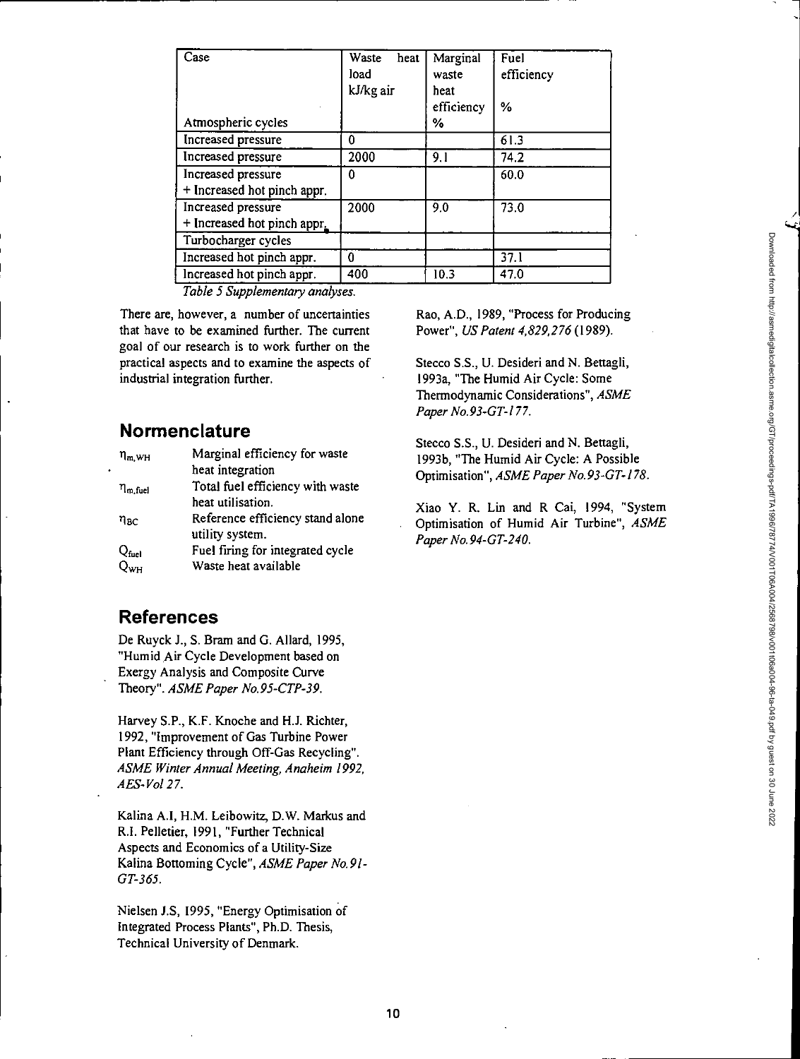| Case | Waste heat load kJ/kg air | Marginal waste heat efficiency % | Fuel efficiency % |
|---|---|---|---|
| Atmospheric cycles | | | |
| Increased pressure | 0 | | 61.3 |
| Increased pressure | 2000 | 9.1 | 74.2 |
| Increased pressure + Increased hot pinch appr. | 0 | | 60.0 |
| Increased pressure + Increased hot pinch appr. | 2000 | 9.0 | 73.0 |
| Turbocharger cycles | | | |
| Increased hot pinch appr. | 0 | | 37.1 |
| Increased hot pinch appr. | 400 | 10.3 | 47.0 |

*Table 5 Supplementary analyses.*

There are, however, a number of uncertainties that have to be examined further. The current goal of our research is to work further on the practical aspects and to examine the aspects of industrial integration further.

## Normenclature

$\eta_{m,WH}$ Marginal efficiency for waste heat integration

$\eta_{m,fuel}$ Total fuel efficiency with waste heat utilisation.

$\eta_{BC}$ Reference efficiency stand alone utility system.

$Q_{fuel}$ Fuel firing for integrated cycle

$Q_{WH}$ Waste heat available

## References

De Ruyck J., S. Bram and G. Allard, 1995, "Humid Air Cycle Development based on Exergy Analysis and Composite Curve Theory". *ASME Paper No.95-CTP-39.*

Harvey S.P., K.F. Knoche and H.J. Richter, 1992, "Improvement of Gas Turbine Power Plant Efficiency through Off-Gas Recycling". *ASME Winter Annual Meeting, Anaheim 1992, AES-Vol 27.*

Kalina A.I, H.M. Leibowitz, D.W. Markus and R.I. Pelletier, 1991, "Further Technical Aspects and Economics of a Utility-Size Kalina Bottoming Cycle", *ASME Paper No.91-GT-365.*

Nielsen J.S, 1995, "Energy Optimisation of Integrated Process Plants", Ph.D. Thesis, Technical University of Denmark.

Rao, A.D., 1989, "Process for Producing Power", *US Patent 4,829,276* (1989).

Stecco S.S., U. Desideri and N. Bettagli, 1993a, "The Humid Air Cycle: Some Thermodynamic Considerations", *ASME Paper No.93-GT-177.*

Stecco S.S., U. Desideri and N. Bettagli, 1993b, "The Humid Air Cycle: A Possible Optimisation", *ASME Paper No.93-GT-178.*

Xiao Y. R. Lin and R Cai, 1994, "System Optimisation of Humid Air Turbine", *ASME Paper No.94-GT-240.*